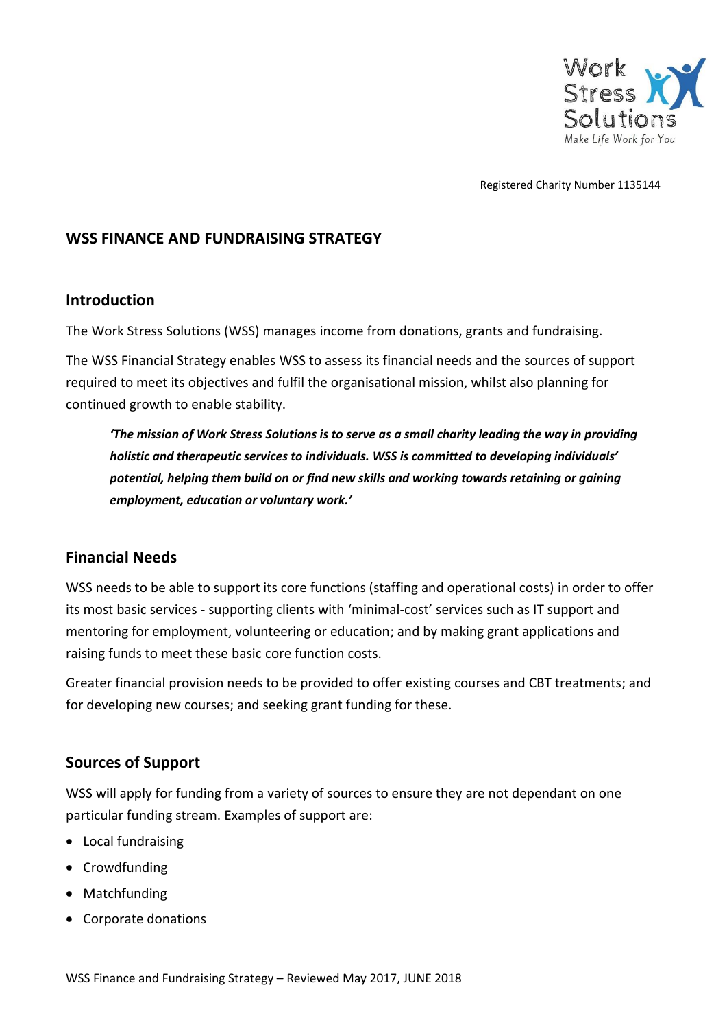Registered Charity Number 1135144

# WSS FINANCE AND FUNDRAISING STRATEGY

## Introduction

The Work Stress Solutions (WSS) manages income from donations, grants and fundraising.

The WSS Financial Strategy enables WSS to assess its financial needs and the sources of support required to meet its objectives and fulfil the organisational mission, whilst also planning for continued growth to enable stability.

> ***'The mission of Work Stress Solutions is to serve as a small charity leading the way in providing holistic and therapeutic services to individuals. WSS is committed to developing individuals' potential, helping them build on or find new skills and working towards retaining or gaining employment, education or voluntary work.'***

## Financial Needs

WSS needs to be able to support its core functions (staffing and operational costs) in order to offer its most basic services - supporting clients with 'minimal-cost' services such as IT support and mentoring for employment, volunteering or education; and by making grant applications and raising funds to meet these basic core function costs.

Greater financial provision needs to be provided to offer existing courses and CBT treatments; and for developing new courses; and seeking grant funding for these.

## Sources of Support

WSS will apply for funding from a variety of sources to ensure they are not dependant on one particular funding stream. Examples of support are:

- Local fundraising
- Crowdfunding
- Matchfunding
- Corporate donations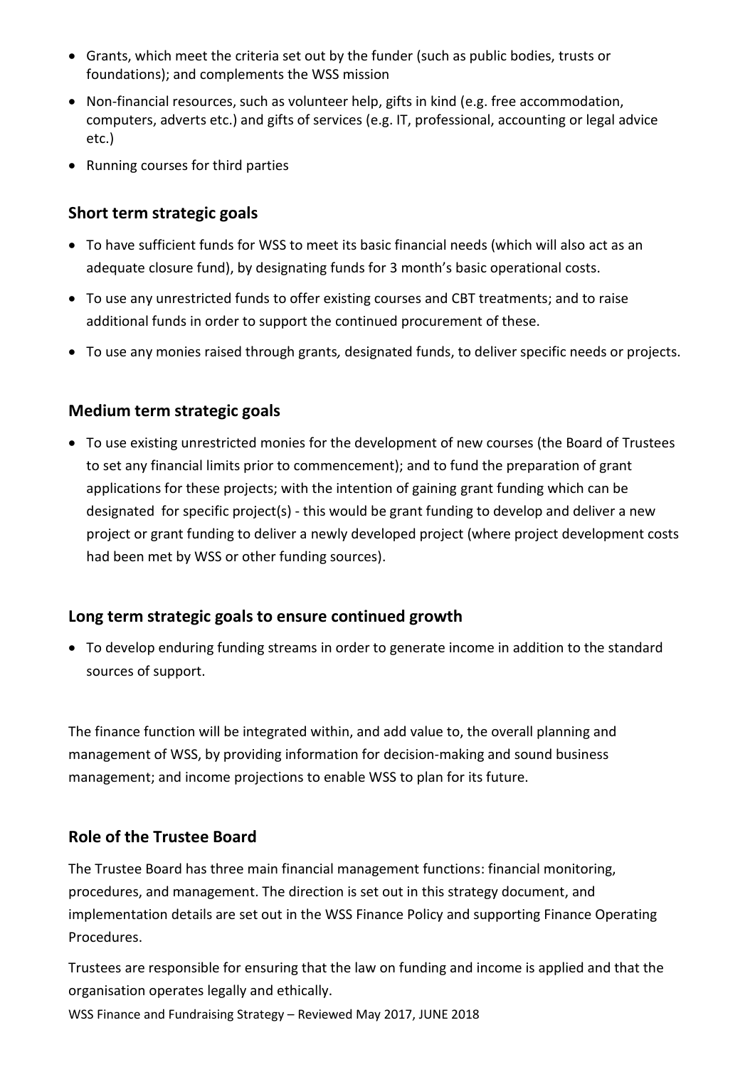- Grants, which meet the criteria set out by the funder (such as public bodies, trusts or foundations); and complements the WSS mission
- Non-financial resources, such as volunteer help, gifts in kind (e.g. free accommodation, computers, adverts etc.) and gifts of services (e.g. IT, professional, accounting or legal advice etc.)
- Running courses for third parties

## Short term strategic goals

- To have sufficient funds for WSS to meet its basic financial needs (which will also act as an adequate closure fund), by designating funds for 3 month's basic operational costs.
- To use any unrestricted funds to offer existing courses and CBT treatments; and to raise additional funds in order to support the continued procurement of these.
- To use any monies raised through grants*,* designated funds, to deliver specific needs or projects.

## Medium term strategic goals

- To use existing unrestricted monies for the development of new courses (the Board of Trustees to set any financial limits prior to commencement); and to fund the preparation of grant applications for these projects; with the intention of gaining grant funding which can be designated for specific project(s) - this would be grant funding to develop and deliver a new project or grant funding to deliver a newly developed project (where project development costs had been met by WSS or other funding sources).

## Long term strategic goals to ensure continued growth

- To develop enduring funding streams in order to generate income in addition to the standard sources of support.

The finance function will be integrated within, and add value to, the overall planning and management of WSS, by providing information for decision-making and sound business management; and income projections to enable WSS to plan for its future.

## Role of the Trustee Board

The Trustee Board has three main financial management functions: financial monitoring, procedures, and management. The direction is set out in this strategy document, and implementation details are set out in the WSS Finance Policy and supporting Finance Operating Procedures.

Trustees are responsible for ensuring that the law on funding and income is applied and that the organisation operates legally and ethically.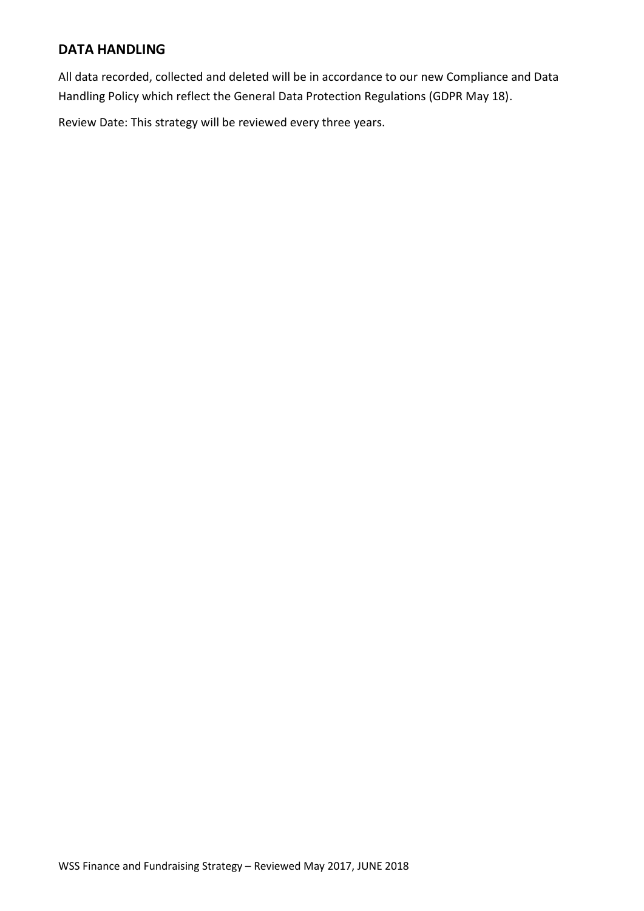## DATA HANDLING

All data recorded, collected and deleted will be in accordance to our new Compliance and Data Handling Policy which reflect the General Data Protection Regulations (GDPR May 18).

Review Date: This strategy will be reviewed every three years.